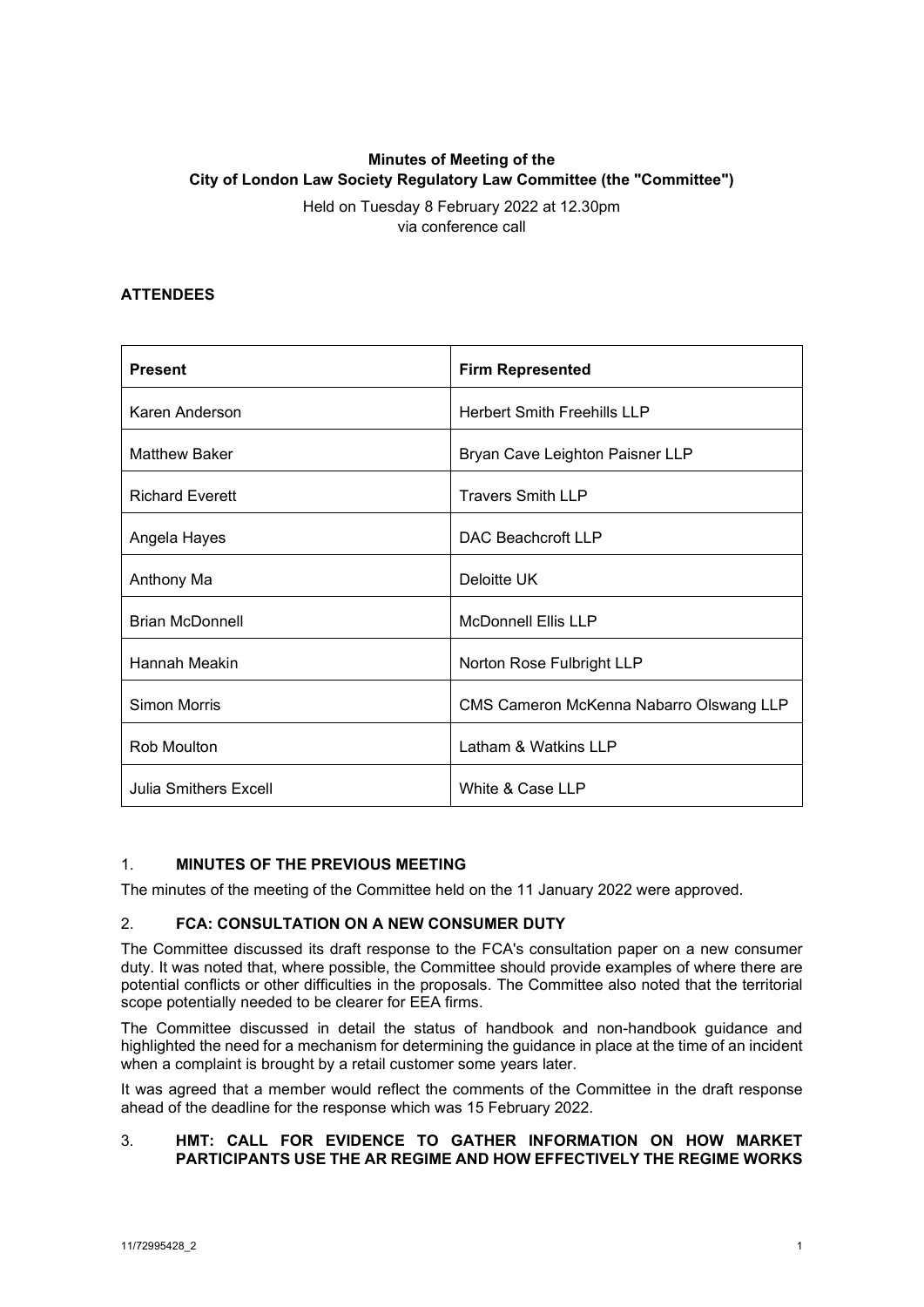**Minutes of Meeting of the**
**City of London Law Society Regulatory Law Committee (the "Committee")**

Held on Tuesday 8 February 2022 at 12.30pm
via conference call

## ATTENDEES

| **Present** | **Firm Represented** |
|---|---|
| Karen Anderson | Herbert Smith Freehills LLP |
| Matthew Baker | Bryan Cave Leighton Paisner LLP |
| Richard Everett | Travers Smith LLP |
| Angela Hayes | DAC Beachcroft LLP |
| Anthony Ma | Deloitte UK |
| Brian McDonnell | McDonnell Ellis LLP |
| Hannah Meakin | Norton Rose Fulbright LLP |
| Simon Morris | CMS Cameron McKenna Nabarro Olswang LLP |
| Rob Moulton | Latham & Watkins LLP |
| Julia Smithers Excell | White & Case LLP |

## 1. MINUTES OF THE PREVIOUS MEETING

The minutes of the meeting of the Committee held on the 11 January 2022 were approved.

## 2. FCA: CONSULTATION ON A NEW CONSUMER DUTY

The Committee discussed its draft response to the FCA's consultation paper on a new consumer duty. It was noted that, where possible, the Committee should provide examples of where there are potential conflicts or other difficulties in the proposals. The Committee also noted that the territorial scope potentially needed to be clearer for EEA firms.

The Committee discussed in detail the status of handbook and non-handbook guidance and highlighted the need for a mechanism for determining the guidance in place at the time of an incident when a complaint is brought by a retail customer some years later.

It was agreed that a member would reflect the comments of the Committee in the draft response ahead of the deadline for the response which was 15 February 2022.

## 3. HMT: CALL FOR EVIDENCE TO GATHER INFORMATION ON HOW MARKET PARTICIPANTS USE THE AR REGIME AND HOW EFFECTIVELY THE REGIME WORKS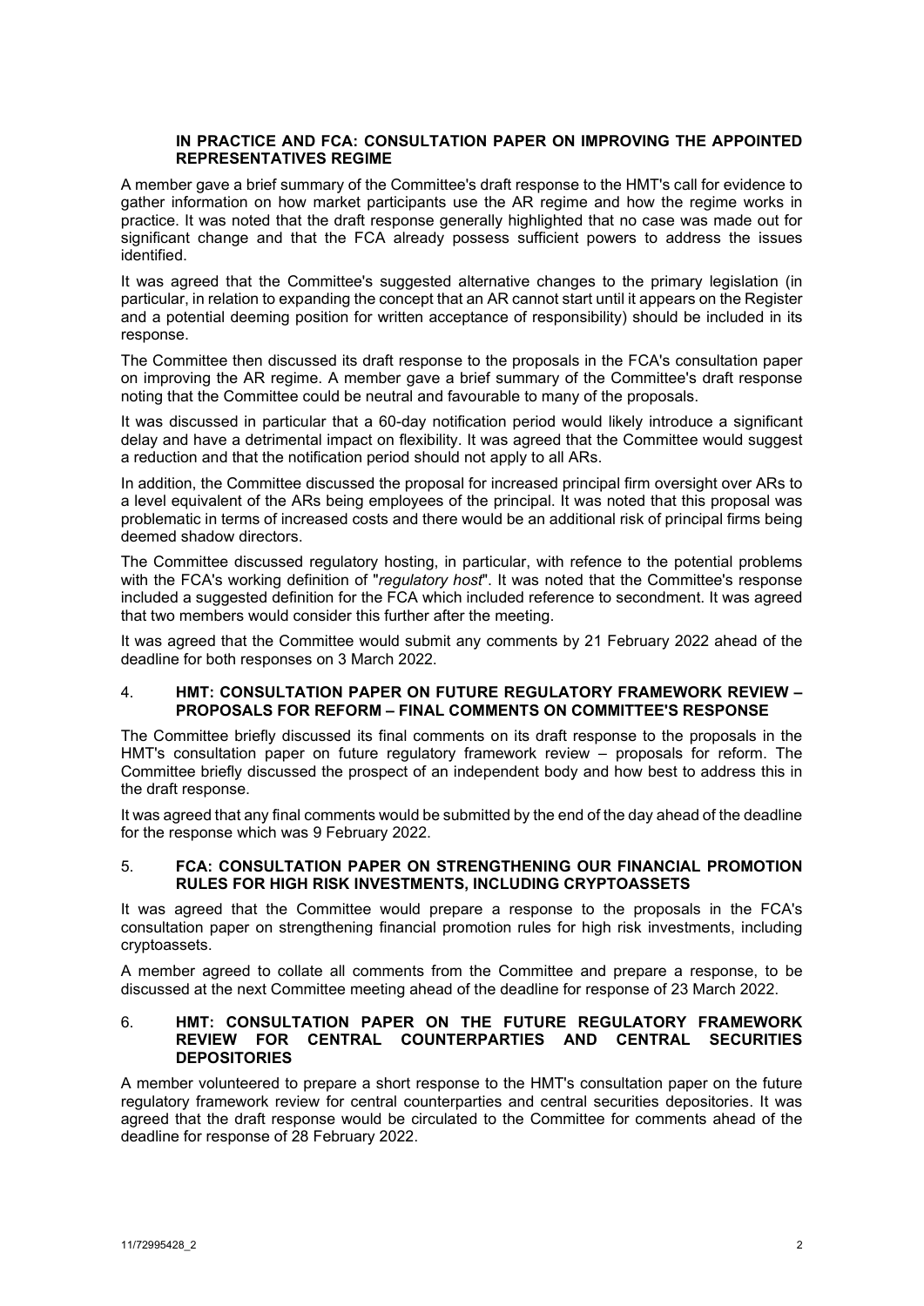### IN PRACTICE AND FCA: CONSULTATION PAPER ON IMPROVING THE APPOINTED REPRESENTATIVES REGIME

A member gave a brief summary of the Committee's draft response to the HMT's call for evidence to gather information on how market participants use the AR regime and how the regime works in practice. It was noted that the draft response generally highlighted that no case was made out for significant change and that the FCA already possess sufficient powers to address the issues identified.

It was agreed that the Committee's suggested alternative changes to the primary legislation (in particular, in relation to expanding the concept that an AR cannot start until it appears on the Register and a potential deeming position for written acceptance of responsibility) should be included in its response.

The Committee then discussed its draft response to the proposals in the FCA's consultation paper on improving the AR regime. A member gave a brief summary of the Committee's draft response noting that the Committee could be neutral and favourable to many of the proposals.

It was discussed in particular that a 60-day notification period would likely introduce a significant delay and have a detrimental impact on flexibility. It was agreed that the Committee would suggest a reduction and that the notification period should not apply to all ARs.

In addition, the Committee discussed the proposal for increased principal firm oversight over ARs to a level equivalent of the ARs being employees of the principal. It was noted that this proposal was problematic in terms of increased costs and there would be an additional risk of principal firms being deemed shadow directors.

The Committee discussed regulatory hosting, in particular, with refence to the potential problems with the FCA's working definition of "*regulatory host*". It was noted that the Committee's response included a suggested definition for the FCA which included reference to secondment. It was agreed that two members would consider this further after the meeting.

It was agreed that the Committee would submit any comments by 21 February 2022 ahead of the deadline for both responses on 3 March 2022.

### 4. HMT: CONSULTATION PAPER ON FUTURE REGULATORY FRAMEWORK REVIEW – PROPOSALS FOR REFORM – FINAL COMMENTS ON COMMITTEE'S RESPONSE

The Committee briefly discussed its final comments on its draft response to the proposals in the HMT's consultation paper on future regulatory framework review – proposals for reform. The Committee briefly discussed the prospect of an independent body and how best to address this in the draft response.

It was agreed that any final comments would be submitted by the end of the day ahead of the deadline for the response which was 9 February 2022.

### 5. FCA: CONSULTATION PAPER ON STRENGTHENING OUR FINANCIAL PROMOTION RULES FOR HIGH RISK INVESTMENTS, INCLUDING CRYPTOASSETS

It was agreed that the Committee would prepare a response to the proposals in the FCA's consultation paper on strengthening financial promotion rules for high risk investments, including cryptoassets.

A member agreed to collate all comments from the Committee and prepare a response, to be discussed at the next Committee meeting ahead of the deadline for response of 23 March 2022.

### 6. HMT: CONSULTATION PAPER ON THE FUTURE REGULATORY FRAMEWORK REVIEW FOR CENTRAL COUNTERPARTIES AND CENTRAL SECURITIES DEPOSITORIES

A member volunteered to prepare a short response to the HMT's consultation paper on the future regulatory framework review for central counterparties and central securities depositories. It was agreed that the draft response would be circulated to the Committee for comments ahead of the deadline for response of 28 February 2022.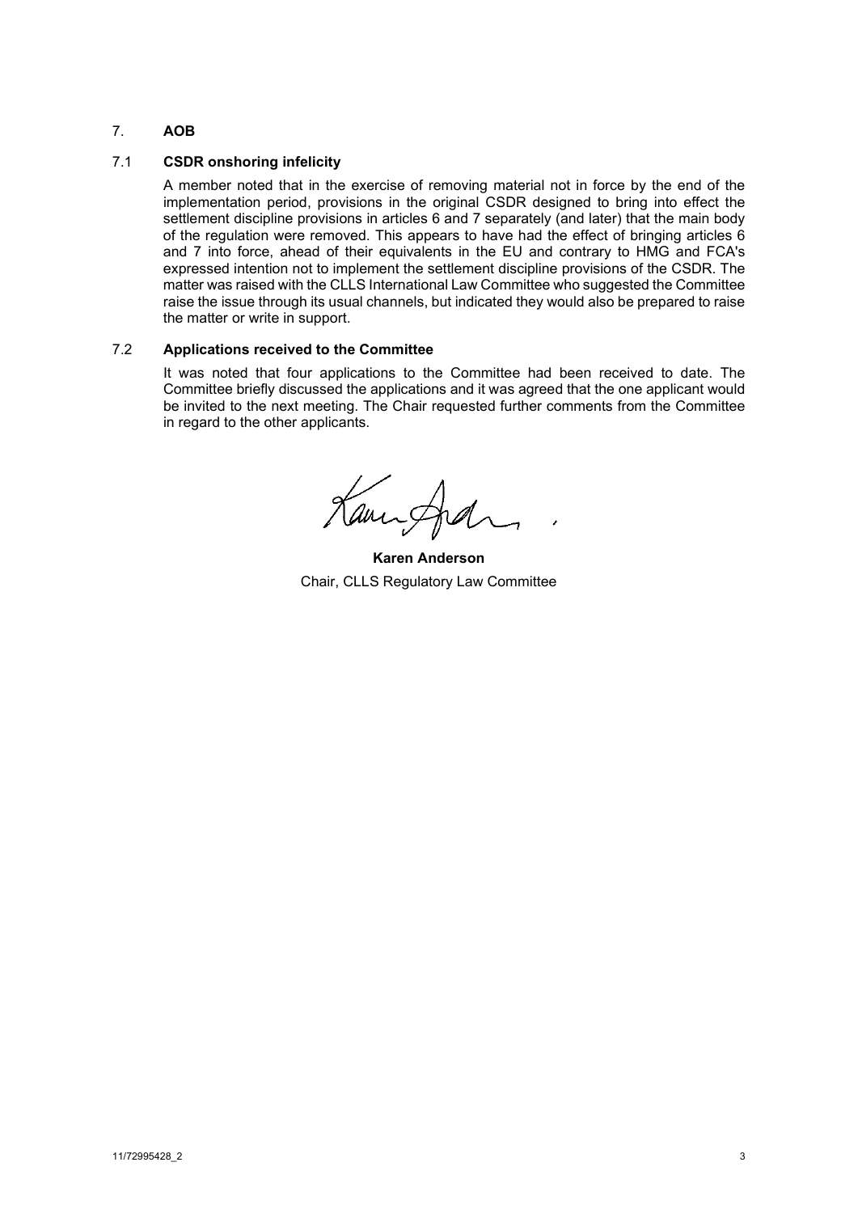## 7. AOB

### 7.1 CSDR onshoring infelicity

A member noted that in the exercise of removing material not in force by the end of the implementation period, provisions in the original CSDR designed to bring into effect the settlement discipline provisions in articles 6 and 7 separately (and later) that the main body of the regulation were removed. This appears to have had the effect of bringing articles 6 and 7 into force, ahead of their equivalents in the EU and contrary to HMG and FCA's expressed intention not to implement the settlement discipline provisions of the CSDR. The matter was raised with the CLLS International Law Committee who suggested the Committee raise the issue through its usual channels, but indicated they would also be prepared to raise the matter or write in support.

### 7.2 Applications received to the Committee

It was noted that four applications to the Committee had been received to date. The Committee briefly discussed the applications and it was agreed that the one applicant would be invited to the next meeting. The Chair requested further comments from the Committee in regard to the other applicants.

**Karen Anderson**
Chair, CLLS Regulatory Law Committee

11/72995428_2